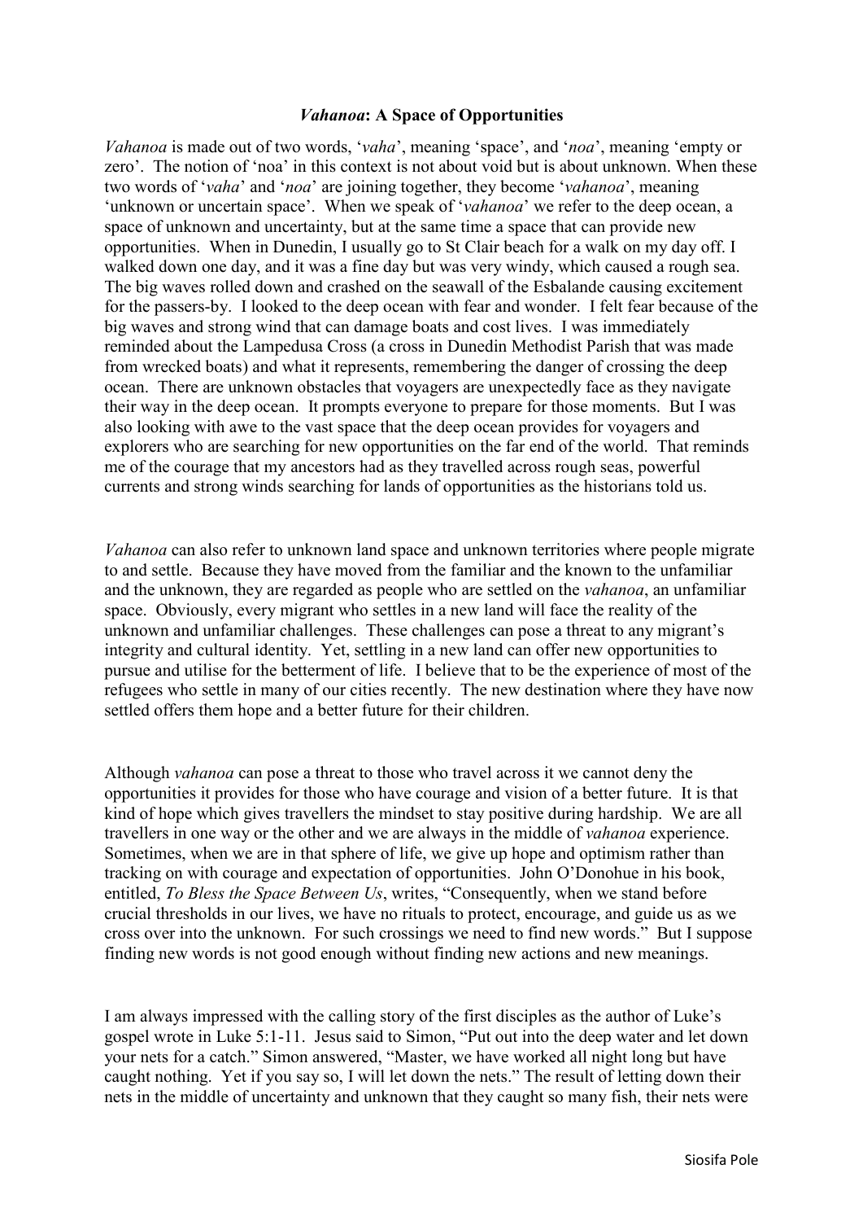# *Vahanoa*: A Space of Opportunities

*Vahanoa* is made out of two words, '*vaha*', meaning 'space', and '*noa*', meaning 'empty or zero'. The notion of 'noa' in this context is not about void but is about unknown. When these two words of '*vaha*' and '*noa*' are joining together, they become '*vahanoa*', meaning 'unknown or uncertain space'. When we speak of '*vahanoa*' we refer to the deep ocean, a space of unknown and uncertainty, but at the same time a space that can provide new opportunities. When in Dunedin, I usually go to St Clair beach for a walk on my day off. I walked down one day, and it was a fine day but was very windy, which caused a rough sea. The big waves rolled down and crashed on the seawall of the Esbalande causing excitement for the passers-by. I looked to the deep ocean with fear and wonder. I felt fear because of the big waves and strong wind that can damage boats and cost lives. I was immediately reminded about the Lampedusa Cross (a cross in Dunedin Methodist Parish that was made from wrecked boats) and what it represents, remembering the danger of crossing the deep ocean. There are unknown obstacles that voyagers are unexpectedly face as they navigate their way in the deep ocean. It prompts everyone to prepare for those moments. But I was also looking with awe to the vast space that the deep ocean provides for voyagers and explorers who are searching for new opportunities on the far end of the world. That reminds me of the courage that my ancestors had as they travelled across rough seas, powerful currents and strong winds searching for lands of opportunities as the historians told us.

*Vahanoa* can also refer to unknown land space and unknown territories where people migrate to and settle. Because they have moved from the familiar and the known to the unfamiliar and the unknown, they are regarded as people who are settled on the *vahanoa*, an unfamiliar space. Obviously, every migrant who settles in a new land will face the reality of the unknown and unfamiliar challenges. These challenges can pose a threat to any migrant's integrity and cultural identity. Yet, settling in a new land can offer new opportunities to pursue and utilise for the betterment of life. I believe that to be the experience of most of the refugees who settle in many of our cities recently. The new destination where they have now settled offers them hope and a better future for their children.

Although *vahanoa* can pose a threat to those who travel across it we cannot deny the opportunities it provides for those who have courage and vision of a better future. It is that kind of hope which gives travellers the mindset to stay positive during hardship. We are all travellers in one way or the other and we are always in the middle of *vahanoa* experience. Sometimes, when we are in that sphere of life, we give up hope and optimism rather than tracking on with courage and expectation of opportunities. John O'Donohue in his book, entitled, *To Bless the Space Between Us*, writes, "Consequently, when we stand before crucial thresholds in our lives, we have no rituals to protect, encourage, and guide us as we cross over into the unknown. For such crossings we need to find new words." But I suppose finding new words is not good enough without finding new actions and new meanings.

I am always impressed with the calling story of the first disciples as the author of Luke's gospel wrote in Luke 5:1-11. Jesus said to Simon, "Put out into the deep water and let down your nets for a catch." Simon answered, "Master, we have worked all night long but have caught nothing. Yet if you say so, I will let down the nets." The result of letting down their nets in the middle of uncertainty and unknown that they caught so many fish, their nets were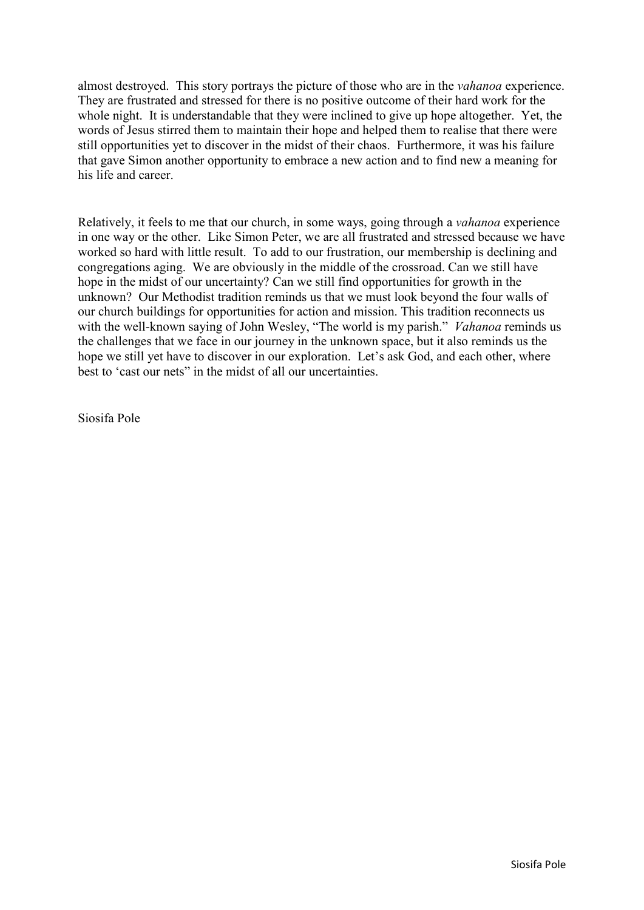almost destroyed. This story portrays the picture of those who are in the *vahanoa* experience. They are frustrated and stressed for there is no positive outcome of their hard work for the whole night. It is understandable that they were inclined to give up hope altogether. Yet, the words of Jesus stirred them to maintain their hope and helped them to realise that there were still opportunities yet to discover in the midst of their chaos. Furthermore, it was his failure that gave Simon another opportunity to embrace a new action and to find new a meaning for his life and career.

Relatively, it feels to me that our church, in some ways, going through a *vahanoa* experience in one way or the other. Like Simon Peter, we are all frustrated and stressed because we have worked so hard with little result. To add to our frustration, our membership is declining and congregations aging. We are obviously in the middle of the crossroad. Can we still have hope in the midst of our uncertainty? Can we still find opportunities for growth in the unknown? Our Methodist tradition reminds us that we must look beyond the four walls of our church buildings for opportunities for action and mission. This tradition reconnects us with the well-known saying of John Wesley, "The world is my parish." *Vahanoa* reminds us the challenges that we face in our journey in the unknown space, but it also reminds us the hope we still yet have to discover in our exploration. Let's ask God, and each other, where best to 'cast our nets" in the midst of all our uncertainties.

Siosifa Pole